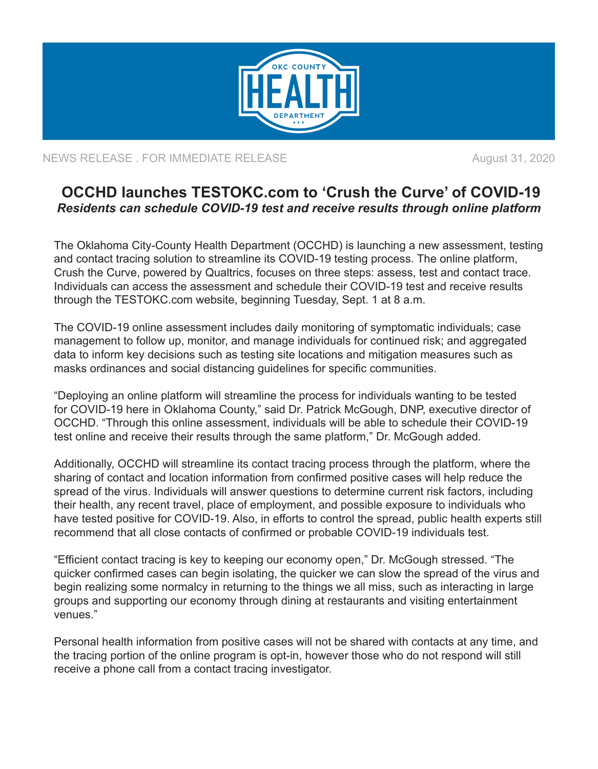NEWS RELEASE . FOR IMMEDIATE RELEASE

August 31, 2020

# OCCHD launches TESTOKC.com to 'Crush the Curve' of COVID-19

***Residents can schedule COVID-19 test and receive results through online platform***

The Oklahoma City-County Health Department (OCCHD) is launching a new assessment, testing and contact tracing solution to streamline its COVID-19 testing process. The online platform, Crush the Curve, powered by Qualtrics, focuses on three steps: assess, test and contact trace. Individuals can access the assessment and schedule their COVID-19 test and receive results through the TESTOKC.com website, beginning Tuesday, Sept. 1 at 8 a.m.

The COVID-19 online assessment includes daily monitoring of symptomatic individuals; case management to follow up, monitor, and manage individuals for continued risk; and aggregated data to inform key decisions such as testing site locations and mitigation measures such as masks ordinances and social distancing guidelines for specific communities.

"Deploying an online platform will streamline the process for individuals wanting to be tested for COVID-19 here in Oklahoma County," said Dr. Patrick McGough, DNP, executive director of OCCHD. "Through this online assessment, individuals will be able to schedule their COVID-19 test online and receive their results through the same platform," Dr. McGough added.

Additionally, OCCHD will streamline its contact tracing process through the platform, where the sharing of contact and location information from confirmed positive cases will help reduce the spread of the virus. Individuals will answer questions to determine current risk factors, including their health, any recent travel, place of employment, and possible exposure to individuals who have tested positive for COVID-19. Also, in efforts to control the spread, public health experts still recommend that all close contacts of confirmed or probable COVID-19 individuals test.

"Efficient contact tracing is key to keeping our economy open," Dr. McGough stressed. "The quicker confirmed cases can begin isolating, the quicker we can slow the spread of the virus and begin realizing some normalcy in returning to the things we all miss, such as interacting in large groups and supporting our economy through dining at restaurants and visiting entertainment venues."

Personal health information from positive cases will not be shared with contacts at any time, and the tracing portion of the online program is opt-in, however those who do not respond will still receive a phone call from a contact tracing investigator.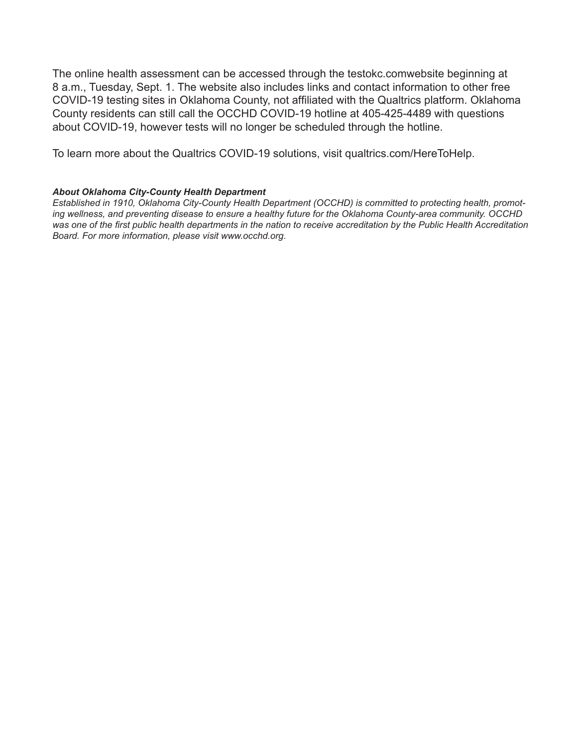The online health assessment can be accessed through the testokc.comwebsite beginning at 8 a.m., Tuesday, Sept. 1. The website also includes links and contact information to other free COVID-19 testing sites in Oklahoma County, not affiliated with the Qualtrics platform. Oklahoma County residents can still call the OCCHD COVID-19 hotline at 405-425-4489 with questions about COVID-19, however tests will no longer be scheduled through the hotline.

To learn more about the Qualtrics COVID-19 solutions, visit qualtrics.com/HereToHelp.

***About Oklahoma City-County Health Department***

*Established in 1910, Oklahoma City-County Health Department (OCCHD) is committed to protecting health, promoting wellness, and preventing disease to ensure a healthy future for the Oklahoma County-area community. OCCHD was one of the first public health departments in the nation to receive accreditation by the Public Health Accreditation Board. For more information, please visit www.occhd.org.*